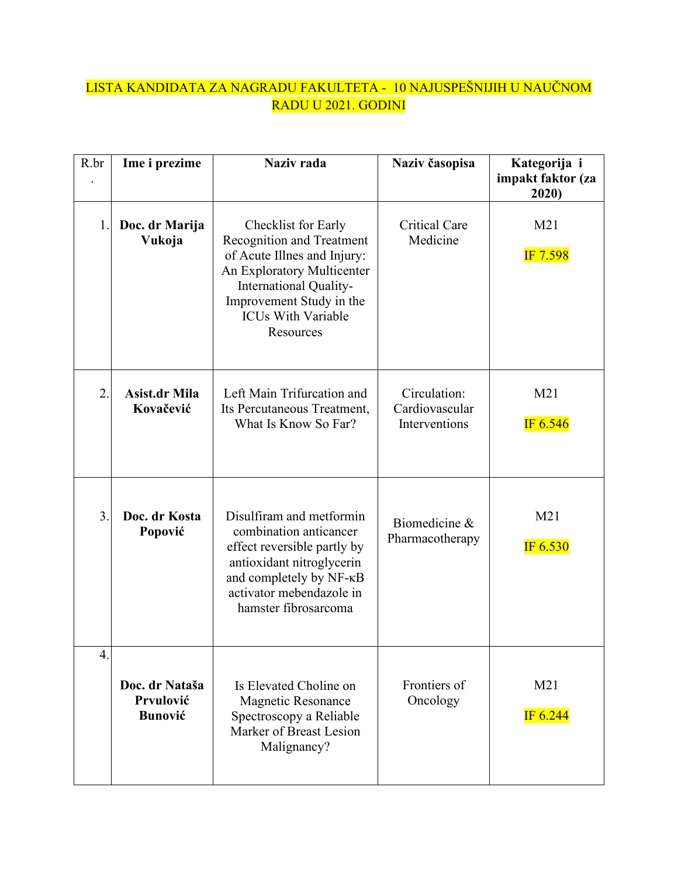LISTA KANDIDATA ZA NAGRADU FAKULTETA - 10 NAJUSPEŠNIJIH U NAUČNOM RADU U 2021. GODINI

| R.br. | Ime i prezime | Naziv rada | Naziv časopisa | Kategorija i impakt faktor (za 2020) |
|---|---|---|---|---|
| 1. | **Doc. dr Marija Vukoja** | Checklist for Early Recognition and Treatment of Acute Illnes and Injury: An Exploratory Multicenter International Quality-Improvement Study in the ICUs With Variable Resources | Critical Care Medicine | M21 IF 7.598 |
| 2. | **Asist.dr Mila Kovačević** | Left Main Trifurcation and Its Percutaneous Treatment, What Is Know So Far? | Circulation: Cardiovascular Interventions | M21 IF 6.546 |
| 3. | **Doc. dr Kosta Popović** | Disulfiram and metformin combination anticancer effect reversible partly by antioxidant nitroglycerin and completely by NF-κB activator mebendazole in hamster fibrosarcoma | Biomedicine & Pharmacotherapy | M21 IF 6.530 |
| 4. | **Doc. dr Nataša Prvulović Bunović** | Is Elevated Choline on Magnetic Resonance Spectroscopy a Reliable Marker of Breast Lesion Malignancy? | Frontiers of Oncology | M21 IF 6.244 |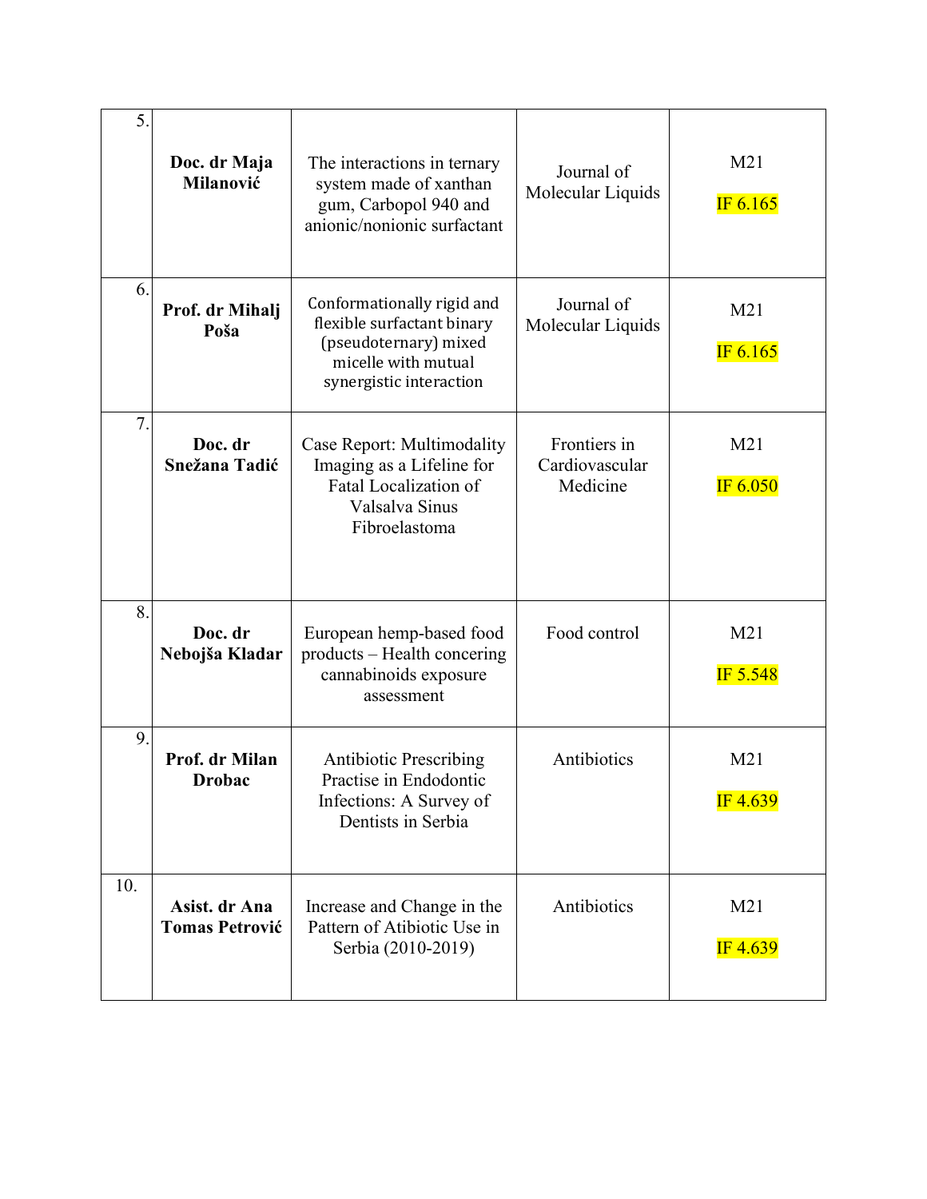| | | | | |
|---|---|---|---|---|
| 5. | **Doc. dr Maja Milanović** | The interactions in ternary system made of xanthan gum, Carbopol 940 and anionic/nonionic surfactant | Journal of Molecular Liquids | M21 IF 6.165 |
| 6. | **Prof. dr Mihalj Poša** | Conformationally rigid and flexible surfactant binary (pseudoternary) mixed micelle with mutual synergistic interaction | Journal of Molecular Liquids | M21 IF 6.165 |
| 7. | **Doc. dr Snežana Tadić** | Case Report: Multimodality Imaging as a Lifeline for Fatal Localization of Valsalva Sinus Fibroelastoma | Frontiers in Cardiovascular Medicine | M21 IF 6.050 |
| 8. | **Doc. dr Nebojša Kladar** | European hemp-based food products – Health concering cannabinoids exposure assessment | Food control | M21 IF 5.548 |
| 9. | **Prof. dr Milan Drobac** | Antibiotic Prescribing Practise in Endodontic Infections: A Survey of Dentists in Serbia | Antibiotics | M21 IF 4.639 |
| 10. | **Asist. dr Ana Tomas Petrović** | Increase and Change in the Pattern of Atibiotic Use in Serbia (2010-2019) | Antibiotics | M21 IF 4.639 |